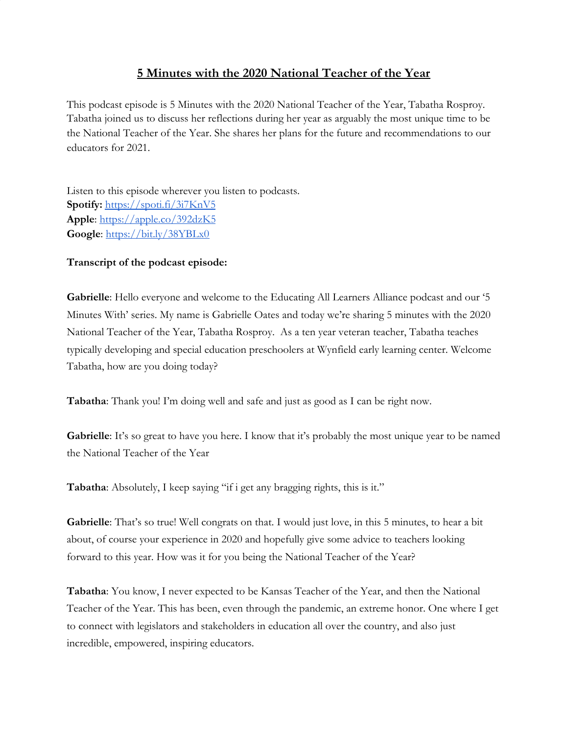# 5 Minutes with the 2020 National Teacher of the Year

This podcast episode is 5 Minutes with the 2020 National Teacher of the Year, Tabatha Rosproy. Tabatha joined us to discuss her reflections during her year as arguably the most unique time to be the National Teacher of the Year. She shares her plans for the future and recommendations to our educators for 2021.

Listen to this episode wherever you listen to podcasts.
**Spotify:** https://spoti.fi/3i7KnV5
**Apple**: https://apple.co/392dzK5
**Google**: https://bit.ly/38YBLx0

**Transcript of the podcast episode:**

**Gabrielle**: Hello everyone and welcome to the Educating All Learners Alliance podcast and our '5 Minutes With' series. My name is Gabrielle Oates and today we're sharing 5 minutes with the 2020 National Teacher of the Year, Tabatha Rosproy. As a ten year veteran teacher, Tabatha teaches typically developing and special education preschoolers at Wynfield early learning center. Welcome Tabatha, how are you doing today?

**Tabatha**: Thank you! I'm doing well and safe and just as good as I can be right now.

**Gabrielle**: It's so great to have you here. I know that it's probably the most unique year to be named the National Teacher of the Year

**Tabatha**: Absolutely, I keep saying "if i get any bragging rights, this is it."

**Gabrielle**: That's so true! Well congrats on that. I would just love, in this 5 minutes, to hear a bit about, of course your experience in 2020 and hopefully give some advice to teachers looking forward to this year. How was it for you being the National Teacher of the Year?

**Tabatha**: You know, I never expected to be Kansas Teacher of the Year, and then the National Teacher of the Year. This has been, even through the pandemic, an extreme honor. One where I get to connect with legislators and stakeholders in education all over the country, and also just incredible, empowered, inspiring educators.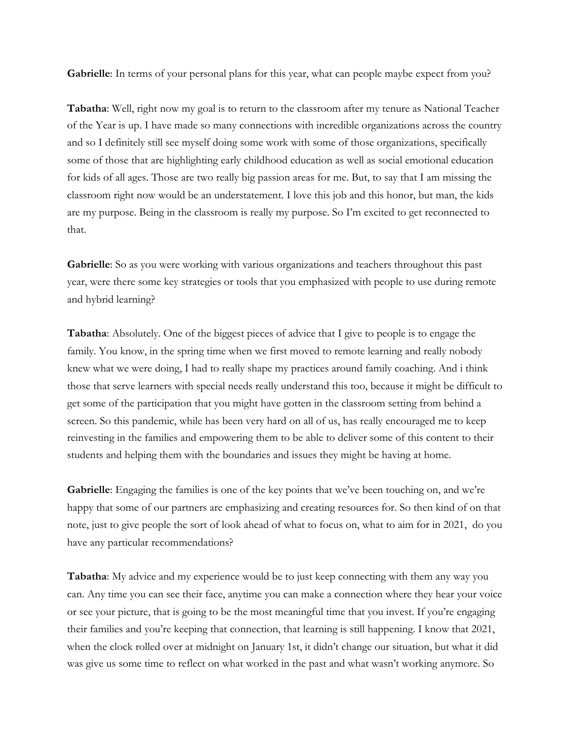**Gabrielle**: In terms of your personal plans for this year, what can people maybe expect from you?

**Tabatha**: Well, right now my goal is to return to the classroom after my tenure as National Teacher of the Year is up. I have made so many connections with incredible organizations across the country and so I definitely still see myself doing some work with some of those organizations, specifically some of those that are highlighting early childhood education as well as social emotional education for kids of all ages. Those are two really big passion areas for me. But, to say that I am missing the classroom right now would be an understatement. I love this job and this honor, but man, the kids are my purpose. Being in the classroom is really my purpose. So I'm excited to get reconnected to that.

**Gabrielle**: So as you were working with various organizations and teachers throughout this past year, were there some key strategies or tools that you emphasized with people to use during remote and hybrid learning?

**Tabatha**: Absolutely. One of the biggest pieces of advice that I give to people is to engage the family. You know, in the spring time when we first moved to remote learning and really nobody knew what we were doing, I had to really shape my practices around family coaching. And i think those that serve learners with special needs really understand this too, because it might be difficult to get some of the participation that you might have gotten in the classroom setting from behind a screen. So this pandemic, while has been very hard on all of us, has really encouraged me to keep reinvesting in the families and empowering them to be able to deliver some of this content to their students and helping them with the boundaries and issues they might be having at home.

**Gabrielle**: Engaging the families is one of the key points that we've been touching on, and we're happy that some of our partners are emphasizing and creating resources for. So then kind of on that note, just to give people the sort of look ahead of what to focus on, what to aim for in 2021, do you have any particular recommendations?

**Tabatha**: My advice and my experience would be to just keep connecting with them any way you can. Any time you can see their face, anytime you can make a connection where they hear your voice or see your picture, that is going to be the most meaningful time that you invest. If you're engaging their families and you're keeping that connection, that learning is still happening. I know that 2021, when the clock rolled over at midnight on January 1st, it didn't change our situation, but what it did was give us some time to reflect on what worked in the past and what wasn't working anymore. So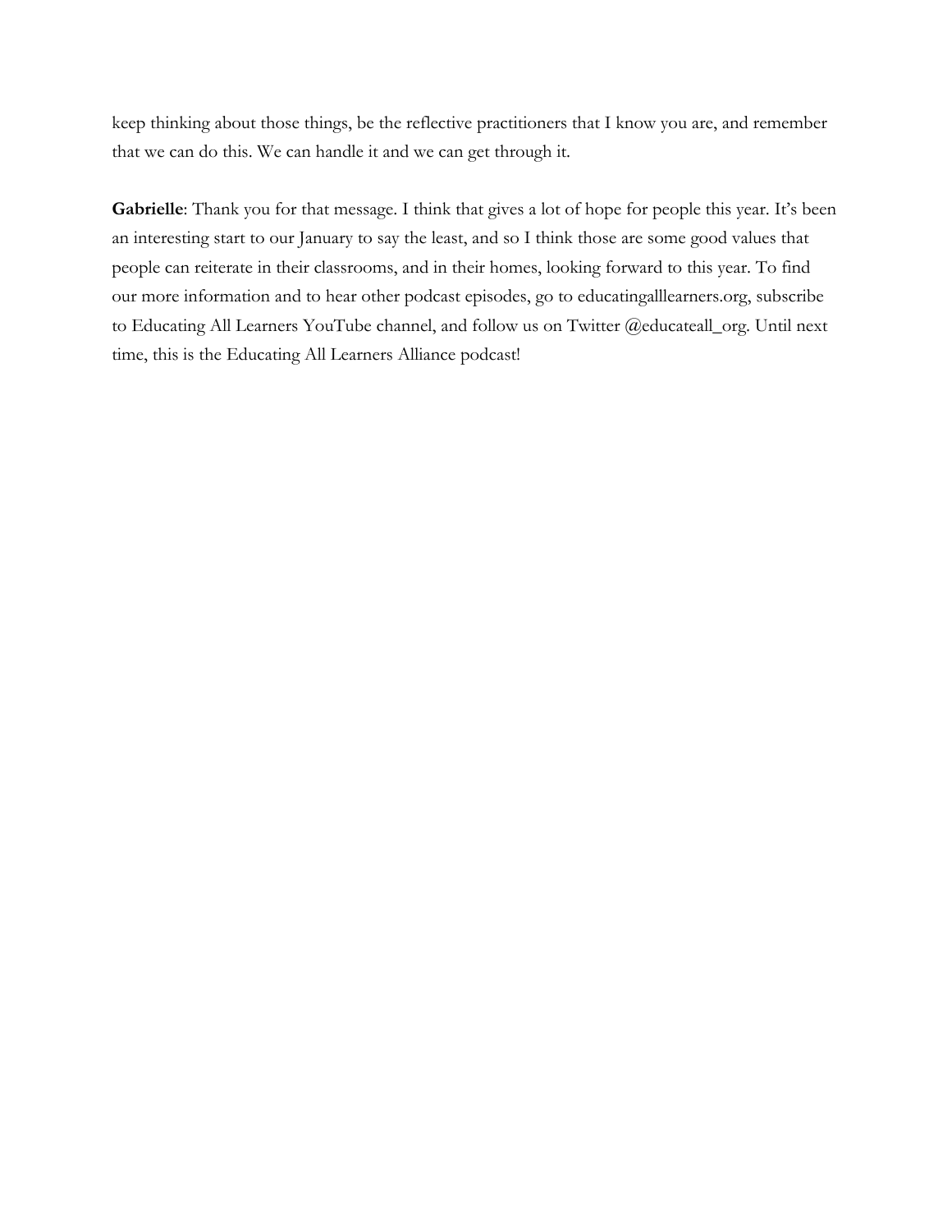keep thinking about those things, be the reflective practitioners that I know you are, and remember that we can do this. We can handle it and we can get through it.

**Gabrielle**: Thank you for that message. I think that gives a lot of hope for people this year. It's been an interesting start to our January to say the least, and so I think those are some good values that people can reiterate in their classrooms, and in their homes, looking forward to this year. To find our more information and to hear other podcast episodes, go to educatingalllearners.org, subscribe to Educating All Learners YouTube channel, and follow us on Twitter @educateall_org. Until next time, this is the Educating All Learners Alliance podcast!